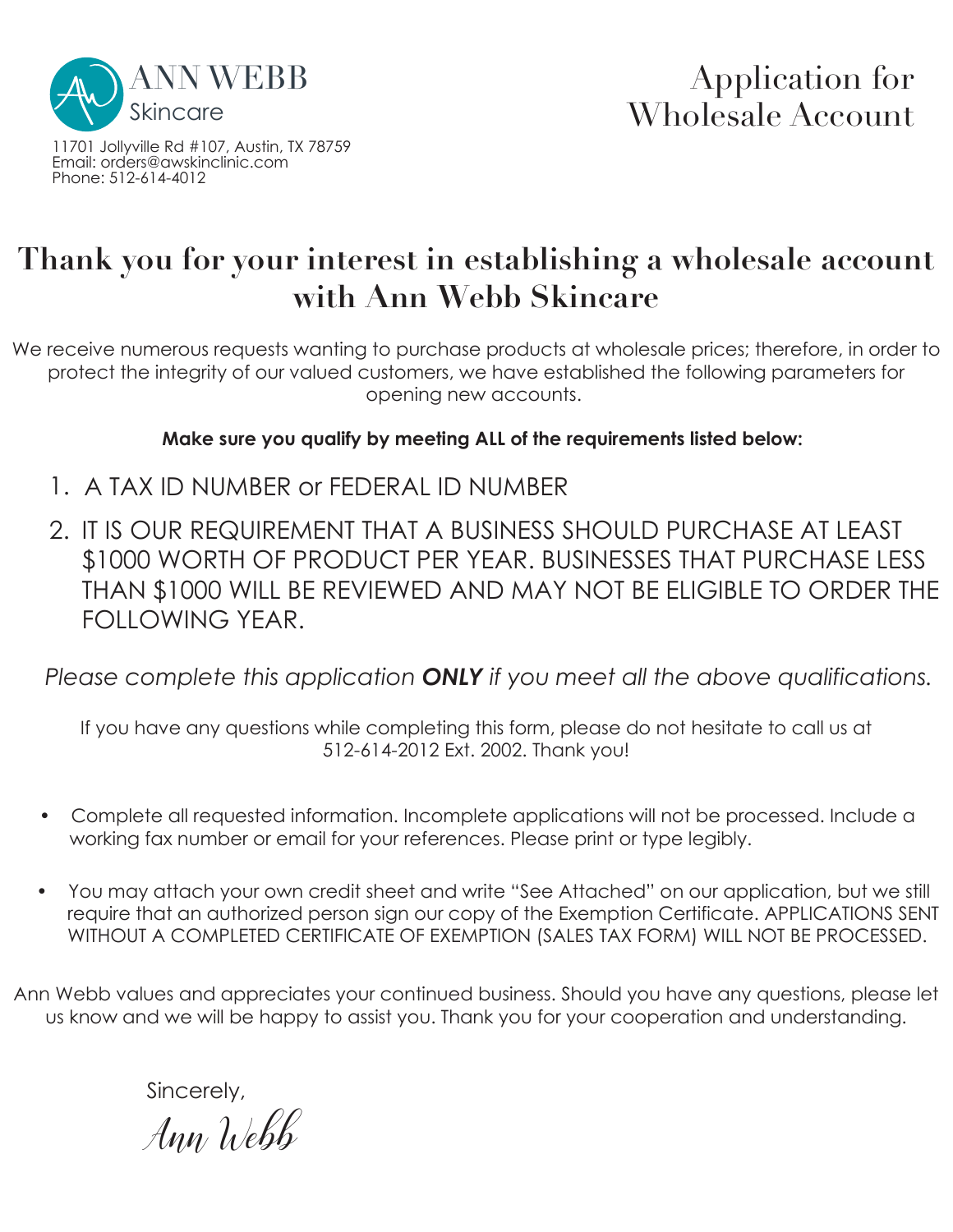ANN WEBB
Skincare

11701 Jollyville Rd #107, Austin, TX 78759
Email: orders@awskinclinic.com
Phone: 512-614-4012

# Application for Wholesale Account

## Thank you for your interest in establishing a wholesale account with Ann Webb Skincare

We receive numerous requests wanting to purchase products at wholesale prices; therefore, in order to protect the integrity of our valued customers, we have established the following parameters for opening new accounts.

**Make sure you qualify by meeting ALL of the requirements listed below:**

1. A TAX ID NUMBER or FEDERAL ID NUMBER
2. IT IS OUR REQUIREMENT THAT A BUSINESS SHOULD PURCHASE AT LEAST $1000 WORTH OF PRODUCT PER YEAR. BUSINESSES THAT PURCHASE LESS THAN $1000 WILL BE REVIEWED AND MAY NOT BE ELIGIBLE TO ORDER THE FOLLOWING YEAR.

*Please complete this application **ONLY** if you meet all the above qualifications.*

If you have any questions while completing this form, please do not hesitate to call us at 512-614-2012 Ext. 2002. Thank you!

- Complete all requested information. Incomplete applications will not be processed. Include a working fax number or email for your references. Please print or type legibly.
- You may attach your own credit sheet and write “See Attached” on our application, but we still require that an authorized person sign our copy of the Exemption Certificate. APPLICATIONS SENT WITHOUT A COMPLETED CERTIFICATE OF EXEMPTION (SALES TAX FORM) WILL NOT BE PROCESSED.

Ann Webb values and appreciates your continued business. Should you have any questions, please let us know and we will be happy to assist you. Thank you for your cooperation and understanding.

Sincerely,

*Ann Webb*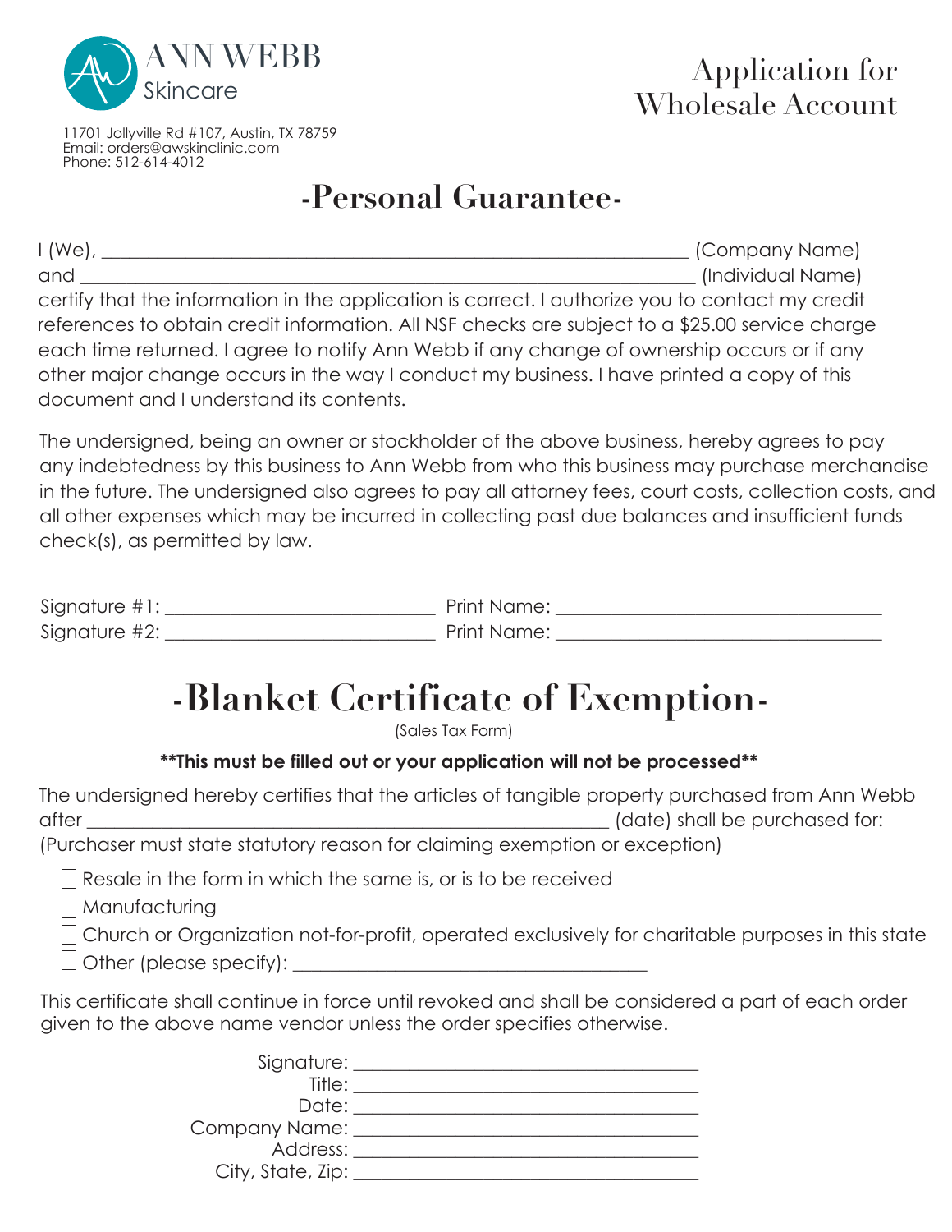ANN WEBB
Skincare

11701 Jollyville Rd #107, Austin, TX 78759
Email: orders@awskinclinic.com
Phone: 512-614-4012

# Application for Wholesale Account

## -Personal Guarantee-

I (We), ____________________________________________________________ (Company Name)
and ____________________________________________________________ (Individual Name)
certify that the information in the application is correct. I authorize you to contact my credit references to obtain credit information. All NSF checks are subject to a $25.00 service charge each time returned. I agree to notify Ann Webb if any change of ownership occurs or if any other major change occurs in the way I conduct my business. I have printed a copy of this document and I understand its contents.

The undersigned, being an owner or stockholder of the above business, hereby agrees to pay any indebtedness by this business to Ann Webb from who this business may purchase merchandise in the future. The undersigned also agrees to pay all attorney fees, court costs, collection costs, and all other expenses which may be incurred in collecting past due balances and insufficient funds check(s), as permitted by law.

Signature #1: ____________________________ Print Name: ____________________________
Signature #2: ____________________________ Print Name: ____________________________

## -Blanket Certificate of Exemption-

(Sales Tax Form)

**\*\*This must be filled out or your application will not be processed\*\***

The undersigned hereby certifies that the articles of tangible property purchased from Ann Webb after ____________________________________________________ (date) shall be purchased for: (Purchaser must state statutory reason for claiming exemption or exception)

- ☐ Resale in the form in which the same is, or is to be received
- ☐ Manufacturing
- ☐ Church or Organization not-for-profit, operated exclusively for charitable purposes in this state
- ☐ Other (please specify): ________________________________

This certificate shall continue in force until revoked and shall be considered a part of each order given to the above name vendor unless the order specifies otherwise.

Signature: ________________________________
Title: ________________________________
Date: ________________________________
Company Name: ________________________________
Address: ________________________________
City, State, Zip: ________________________________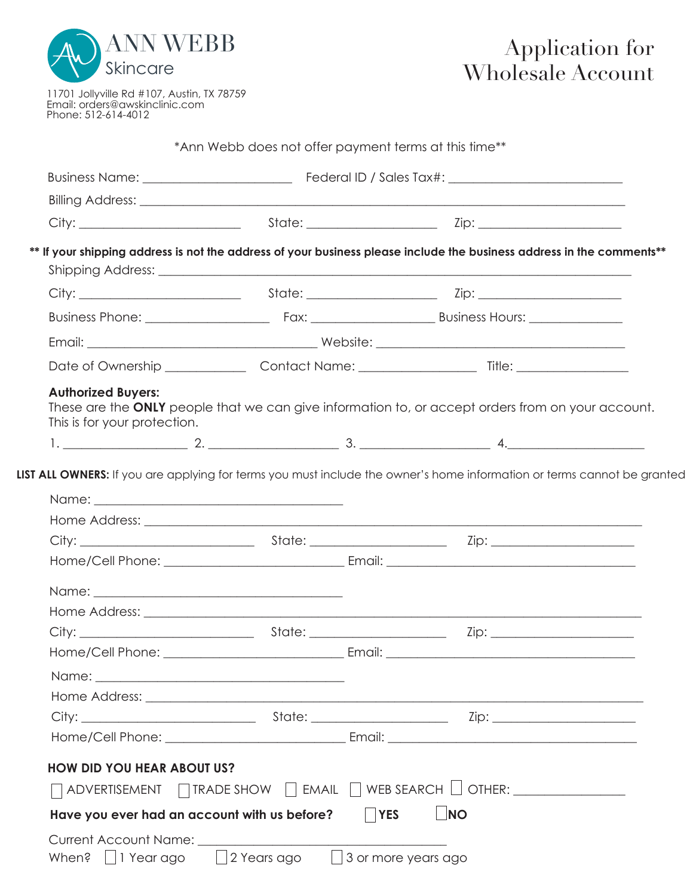ANN WEBB
Skincare

11701 Jollyville Rd #107, Austin, TX 78759
Email: orders@awskinclinic.com
Phone: 512-614-4012

# Application for Wholesale Account

*Ann Webb does not offer payment terms at this time**

Business Name: ______________________ Federal ID / Sales Tax#: ________________________

Billing Address: ________________________________________________________________________

City: ________________________ State: ___________________ Zip: _____________________

**** If your shipping address is not the address of your business please include the business address in the comments****

Shipping Address: _______________________________________________________________________

City: ________________________ State: ___________________ Zip: _____________________

Business Phone: __________________ Fax: __________________ Business Hours: ______________

Email: ___________________________________ Website: _____________________________________

Date of Ownership ____________ Contact Name: _________________ Title: ________________

**Authorized Buyers:**
These are the **ONLY** people that we can give information to, or accept orders from on your account. This is for your protection.

1. __________________ 2. ___________________ 3. ___________________ 4.____________________

**LIST ALL OWNERS:** If you are applying for terms you must include the owner's home information or terms cannot be granted

Name: ______________________________________

Home Address: _________________________________________________________________________

City: __________________________ State: ____________________ Zip: _____________________

Home/Cell Phone: ___________________________ Email: _______________________________________

Name: ______________________________________

Home Address: _________________________________________________________________________

City: __________________________ State: ____________________ Zip: _____________________

Home/Cell Phone: ___________________________ Email: _______________________________________

Name: ______________________________________

Home Address: _________________________________________________________________________

City: __________________________ State: ____________________ Zip: _____________________

Home/Cell Phone: ___________________________ Email: _______________________________________

**HOW DID YOU HEAR ABOUT US?**

☐ ADVERTISEMENT ☐ TRADE SHOW ☐ EMAIL ☐ WEB SEARCH ☐ OTHER: ________________

**Have you ever had an account with us before?** ☐ **YES** ☐ **NO**

Current Account Name: ____________________________________

When? ☐ 1 Year ago ☐ 2 Years ago ☐ 3 or more years ago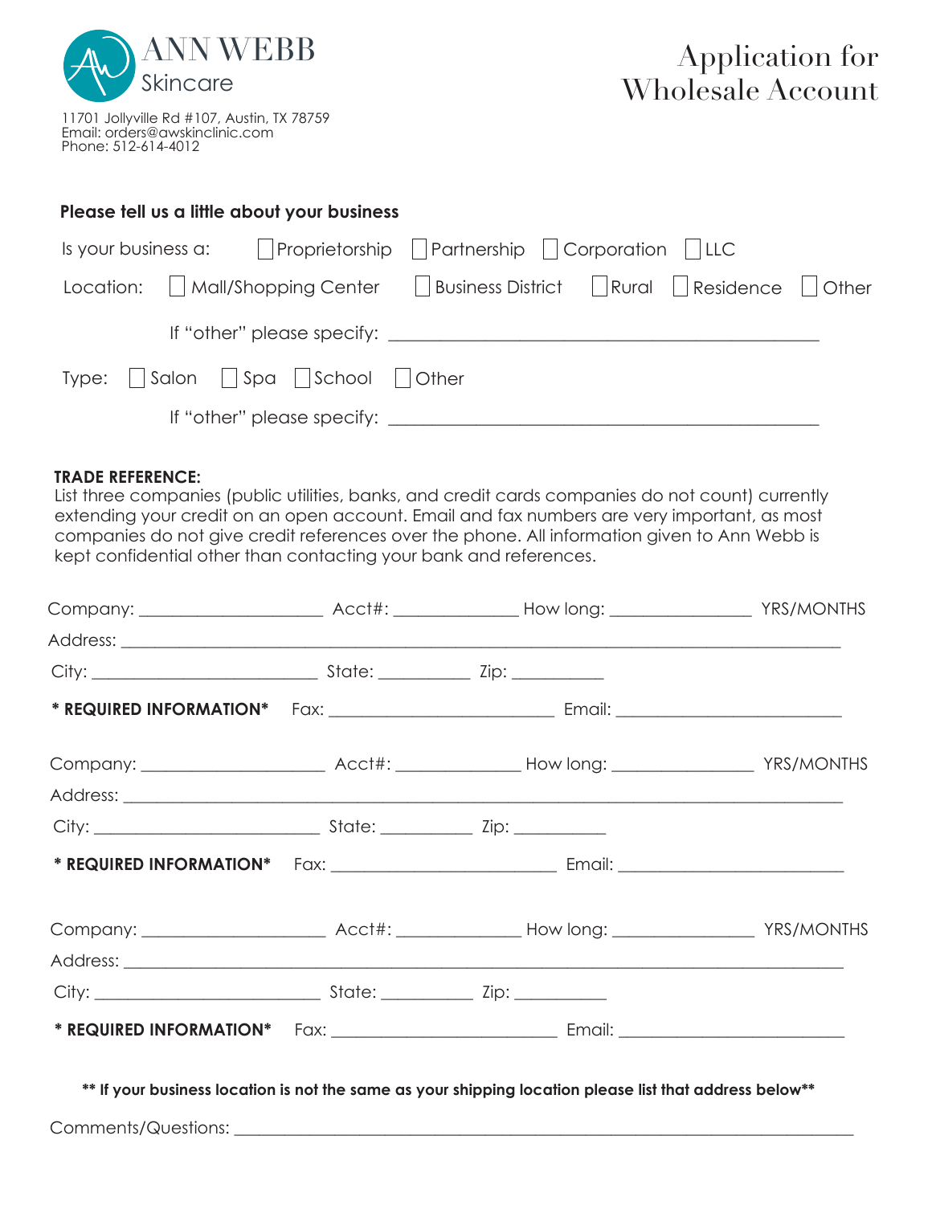ANN WEBB
Skincare

11701 Jollyville Rd #107, Austin, TX 78759
Email: orders@awskinclinic.com
Phone: 512-614-4012

# Application for Wholesale Account

**Please tell us a little about your business**

Is your business a: ☐ Proprietorship ☐ Partnership ☐ Corporation ☐ LLC

Location: ☐ Mall/Shopping Center ☐ Business District ☐ Rural ☐ Residence ☐ Other

If "other" please specify: ______________________________

Type: ☐ Salon ☐ Spa ☐ School ☐ Other

If "other" please specify: ______________________________

**TRADE REFERENCE:**
List three companies (public utilities, banks, and credit cards companies do not count) currently extending your credit on an open account. Email and fax numbers are very important, as most companies do not give credit references over the phone. All information given to Ann Webb is kept confidential other than contacting your bank and references.

Company: ______________ Acct#: __________ How long: __________ YRS/MONTHS
Address: ______________________________________________
City: ______________ State: ________ Zip: ________
**\* REQUIRED INFORMATION\*** Fax: ______________ Email: ______________

Company: ______________ Acct#: __________ How long: __________ YRS/MONTHS
Address: ______________________________________________
City: ______________ State: ________ Zip: ________
**\* REQUIRED INFORMATION\*** Fax: ______________ Email: ______________

Company: ______________ Acct#: __________ How long: __________ YRS/MONTHS
Address: ______________________________________________
City: ______________ State: ________ Zip: ________
**\* REQUIRED INFORMATION\*** Fax: ______________ Email: ______________

**\*\* If your business location is not the same as your shipping location please list that address below\*\***

Comments/Questions: ______________________________________________